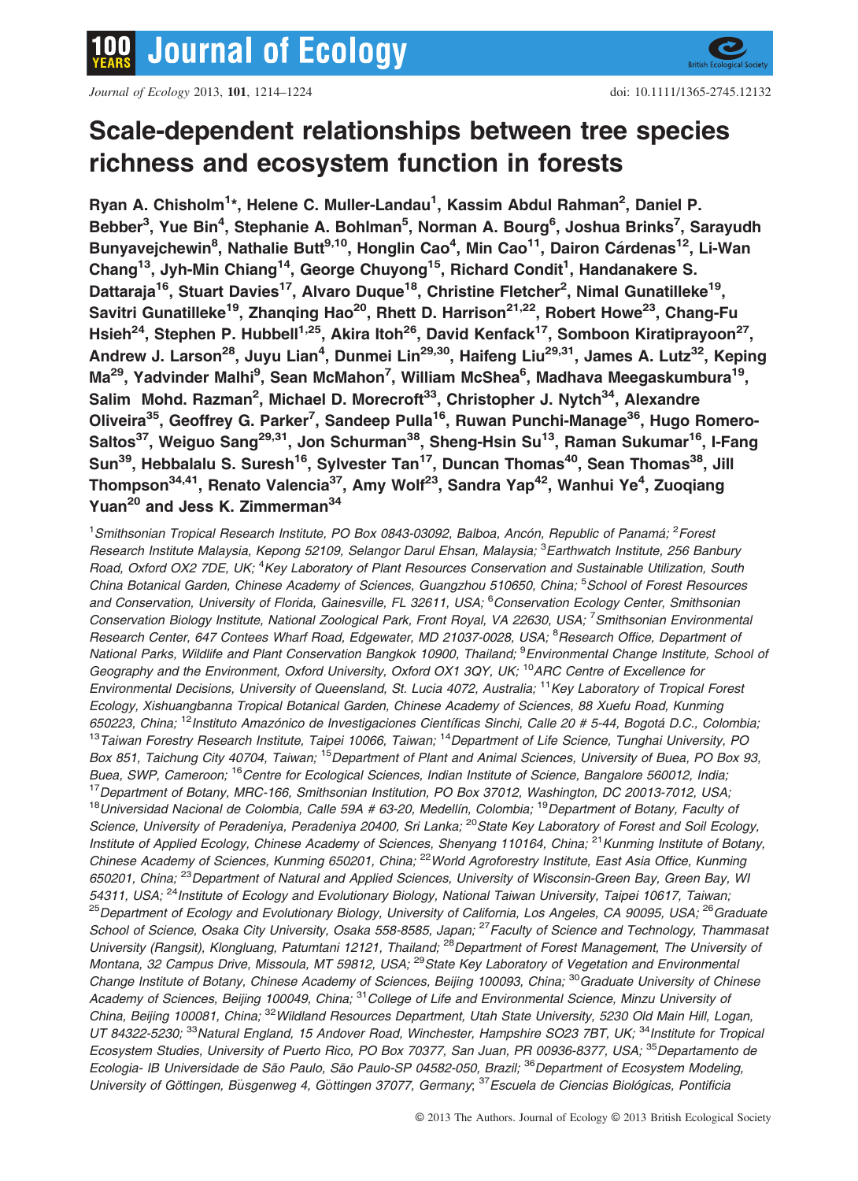# Scale-dependent relationships between tree species richness and ecosystem function in forests

**Ryan A. Chisholm[1]*, Helene C. Muller-Landau[1], Kassim Abdul Rahman[2], Daniel P. Bebber[3], Yue Bin[4], Stephanie A. Bohlman[5], Norman A. Bourg[6], Joshua Brinks[7], Sarayudh Bunyavejchewin[8], Nathalie Butt[9,10], Honglin Cao[4], Min Cao[11], Dairon Cárdenas[12], Li-Wan Chang[13], Jyh-Min Chiang[14], George Chuyong[15], Richard Condit[1], Handanakere S. Dattaraja[16], Stuart Davies[17], Alvaro Duque[18], Christine Fletcher[2], Nimal Gunatilleke[19], Savitri Gunatilleke[19], Zhanqing Hao[20], Rhett D. Harrison[21,22], Robert Howe[23], Chang-Fu Hsieh[24], Stephen P. Hubbell[1,25], Akira Itoh[26], David Kenfack[17], Somboon Kiratiprayoon[27], Andrew J. Larson[28], Juyu Lian[4], Dunmei Lin[29,30], Haifeng Liu[29,31], James A. Lutz[32], Keping Ma[29], Yadvinder Malhi[9], Sean McMahon[7], William McShea[6], Madhava Meegaskumbura[19], Salim Mohd. Razman[2], Michael D. Morecroft[33], Christopher J. Nytch[34], Alexandre Oliveira[35], Geoffrey G. Parker[7], Sandeep Pulla[16], Ruwan Punchi-Manage[36], Hugo Romero-Saltos[37], Weiguo Sang[29,31], Jon Schurman[38], Sheng-Hsin Su[13], Raman Sukumar[16], I-Fang Sun[39], Hebbalalu S. Suresh[16], Sylvester Tan[17], Duncan Thomas[40], Sean Thomas[38], Jill Thompson[34,41], Renato Valencia[37], Amy Wolf[23], Sandra Yap[42], Wanhui Ye[4], Zuoqiang Yuan[20] and Jess K. Zimmerman[34]**

*[1]Smithsonian Tropical Research Institute, PO Box 0843-03092, Balboa, Ancón, Republic of Panamá; [2]Forest Research Institute Malaysia, Kepong 52109, Selangor Darul Ehsan, Malaysia; [3]Earthwatch Institute, 256 Banbury Road, Oxford OX2 7DE, UK; [4]Key Laboratory of Plant Resources Conservation and Sustainable Utilization, South China Botanical Garden, Chinese Academy of Sciences, Guangzhou 510650, China; [5]School of Forest Resources and Conservation, University of Florida, Gainesville, FL 32611, USA; [6]Conservation Ecology Center, Smithsonian Conservation Biology Institute, National Zoological Park, Front Royal, VA 22630, USA; [7]Smithsonian Environmental Research Center, 647 Contees Wharf Road, Edgewater, MD 21037-0028, USA; [8]Research Office, Department of National Parks, Wildlife and Plant Conservation Bangkok 10900, Thailand; [9]Environmental Change Institute, School of Geography and the Environment, Oxford University, Oxford OX1 3QY, UK; [10]ARC Centre of Excellence for Environmental Decisions, University of Queensland, St. Lucia 4072, Australia; [11]Key Laboratory of Tropical Forest Ecology, Xishuangbanna Tropical Botanical Garden, Chinese Academy of Sciences, 88 Xuefu Road, Kunming 650223, China; [12]Instituto Amazónico de Investigaciones Científicas Sinchi, Calle 20 # 5-44, Bogotá D.C., Colombia; [13]Taiwan Forestry Research Institute, Taipei 10066, Taiwan; [14]Department of Life Science, Tunghai University, PO Box 851, Taichung City 40704, Taiwan; [15]Department of Plant and Animal Sciences, University of Buea, PO Box 93, Buea, SWP, Cameroon; [16]Centre for Ecological Sciences, Indian Institute of Science, Bangalore 560012, India; [17]Department of Botany, MRC-166, Smithsonian Institution, PO Box 37012, Washington, DC 20013-7012, USA; [18]Universidad Nacional de Colombia, Calle 59A # 63-20, Medellín, Colombia; [19]Department of Botany, Faculty of Science, University of Peradeniya, Peradeniya 20400, Sri Lanka; [20]State Key Laboratory of Forest and Soil Ecology, Institute of Applied Ecology, Chinese Academy of Sciences, Shenyang 110164, China; [21]Kunming Institute of Botany, Chinese Academy of Sciences, Kunming 650201, China; [22]World Agroforestry Institute, East Asia Office, Kunming 650201, China; [23]Department of Natural and Applied Sciences, University of Wisconsin-Green Bay, Green Bay, WI 54311, USA; [24]Institute of Ecology and Evolutionary Biology, National Taiwan University, Taipei 10617, Taiwan; [25]Department of Ecology and Evolutionary Biology, University of California, Los Angeles, CA 90095, USA; [26]Graduate School of Science, Osaka City University, Osaka 558-8585, Japan; [27]Faculty of Science and Technology, Thammasat University (Rangsit), Klongluang, Patumtani 12121, Thailand; [28]Department of Forest Management, The University of Montana, 32 Campus Drive, Missoula, MT 59812, USA; [29]State Key Laboratory of Vegetation and Environmental Change Institute of Botany, Chinese Academy of Sciences, Beijing 100093, China; [30]Graduate University of Chinese Academy of Sciences, Beijing 100049, China; [31]College of Life and Environmental Science, Minzu University of China, Beijing 100081, China; [32]Wildland Resources Department, Utah State University, 5230 Old Main Hill, Logan, UT 84322-5230; [33]Natural England, 15 Andover Road, Winchester, Hampshire SO23 7BT, UK; [34]Institute for Tropical Ecosystem Studies, University of Puerto Rico, PO Box 70377, San Juan, PR 00936-8377, USA; [35]Departamento de Ecologia- IB Universidade de São Paulo, São Paulo-SP 04582-050, Brazil; [36]Department of Ecosystem Modeling, University of Göttingen, Büsgenweg 4, Göttingen 37077, Germany; [37]Escuela de Ciencias Biológicas, Pontificia*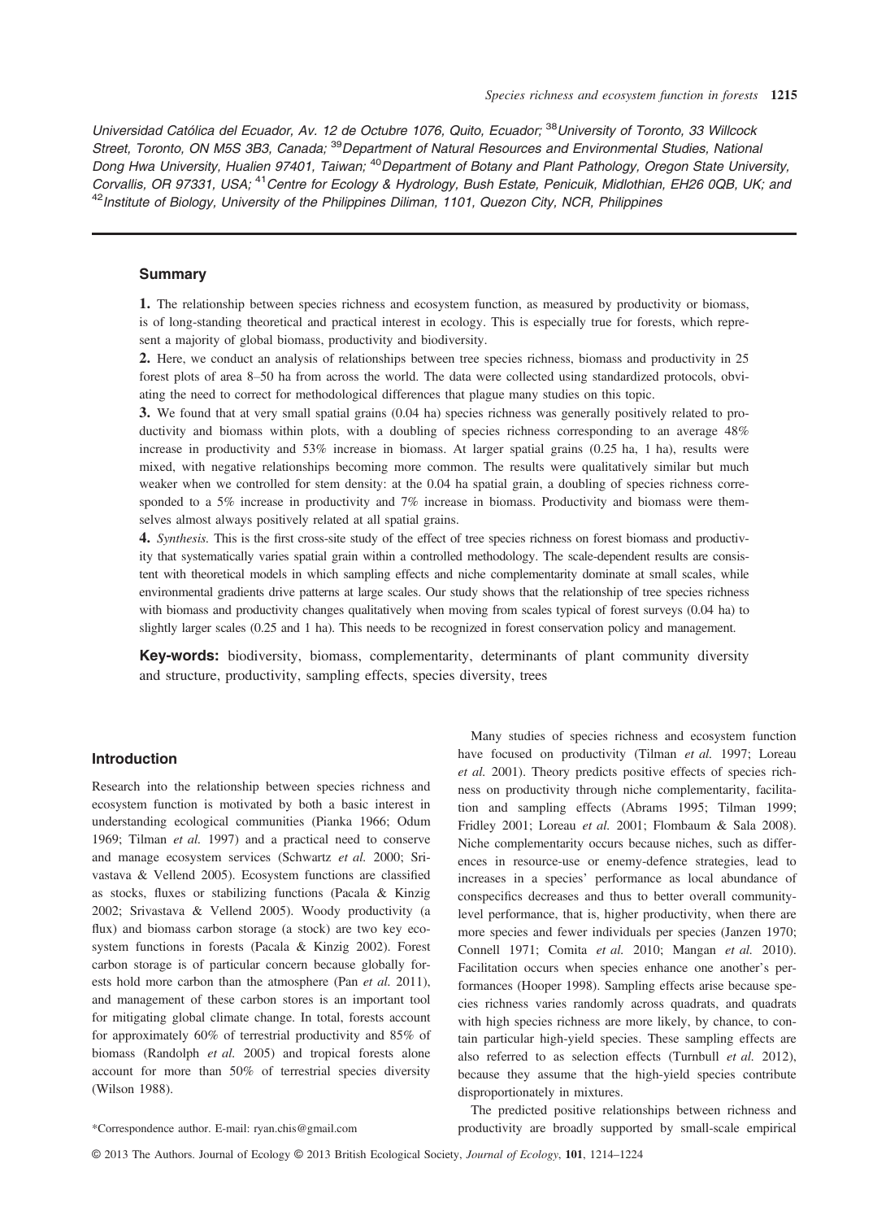Universidad Católica del Ecuador, Av. 12 de Octubre 1076, Quito, Ecuador; [38]University of Toronto, 33 Willcock Street, Toronto, ON M5S 3B3, Canada; [39]Department of Natural Resources and Environmental Studies, National Dong Hwa University, Hualien 97401, Taiwan; [40]Department of Botany and Plant Pathology, Oregon State University, Corvallis, OR 97331, USA; [41]Centre for Ecology & Hydrology, Bush Estate, Penicuik, Midlothian, EH26 0QB, UK; and [42]Institute of Biology, University of the Philippines Diliman, 1101, Quezon City, NCR, Philippines

## Summary

**1.** The relationship between species richness and ecosystem function, as measured by productivity or biomass, is of long-standing theoretical and practical interest in ecology. This is especially true for forests, which represent a majority of global biomass, productivity and biodiversity.

**2.** Here, we conduct an analysis of relationships between tree species richness, biomass and productivity in 25 forest plots of area 8–50 ha from across the world. The data were collected using standardized protocols, obviating the need to correct for methodological differences that plague many studies on this topic.

**3.** We found that at very small spatial grains (0.04 ha) species richness was generally positively related to productivity and biomass within plots, with a doubling of species richness corresponding to an average 48% increase in productivity and 53% increase in biomass. At larger spatial grains (0.25 ha, 1 ha), results were mixed, with negative relationships becoming more common. The results were qualitatively similar but much weaker when we controlled for stem density: at the 0.04 ha spatial grain, a doubling of species richness corresponded to a 5% increase in productivity and 7% increase in biomass. Productivity and biomass were themselves almost always positively related at all spatial grains.

**4.** *Synthesis.* This is the first cross-site study of the effect of tree species richness on forest biomass and productivity that systematically varies spatial grain within a controlled methodology. The scale-dependent results are consistent with theoretical models in which sampling effects and niche complementarity dominate at small scales, while environmental gradients drive patterns at large scales. Our study shows that the relationship of tree species richness with biomass and productivity changes qualitatively when moving from scales typical of forest surveys (0.04 ha) to slightly larger scales (0.25 and 1 ha). This needs to be recognized in forest conservation policy and management.

**Key-words:** biodiversity, biomass, complementarity, determinants of plant community diversity and structure, productivity, sampling effects, species diversity, trees

## Introduction

Research into the relationship between species richness and ecosystem function is motivated by both a basic interest in understanding ecological communities (Pianka 1966; Odum 1969; Tilman *et al.* 1997) and a practical need to conserve and manage ecosystem services (Schwartz *et al.* 2000; Srivastava & Vellend 2005). Ecosystem functions are classified as stocks, fluxes or stabilizing functions (Pacala & Kinzig 2002; Srivastava & Vellend 2005). Woody productivity (a flux) and biomass carbon storage (a stock) are two key ecosystem functions in forests (Pacala & Kinzig 2002). Forest carbon storage is of particular concern because globally forests hold more carbon than the atmosphere (Pan *et al.* 2011), and management of these carbon stores is an important tool for mitigating global climate change. In total, forests account for approximately 60% of terrestrial productivity and 85% of biomass (Randolph *et al.* 2005) and tropical forests alone account for more than 50% of terrestrial species diversity (Wilson 1988).

Many studies of species richness and ecosystem function have focused on productivity (Tilman *et al.* 1997; Loreau *et al.* 2001). Theory predicts positive effects of species richness on productivity through niche complementarity, facilitation and sampling effects (Abrams 1995; Tilman 1999; Fridley 2001; Loreau *et al.* 2001; Flombaum & Sala 2008). Niche complementarity occurs because niches, such as differences in resource-use or enemy-defence strategies, lead to increases in a species' performance as local abundance of conspecifics decreases and thus to better overall community-level performance, that is, higher productivity, when there are more species and fewer individuals per species (Janzen 1970; Connell 1971; Comita *et al.* 2010; Mangan *et al.* 2010). Facilitation occurs when species enhance one another's performances (Hooper 1998). Sampling effects arise because species richness varies randomly across quadrats, and quadrats with high species richness are more likely, by chance, to contain particular high-yield species. These sampling effects are also referred to as selection effects (Turnbull *et al.* 2012), because they assume that the high-yield species contribute disproportionately in mixtures.

The predicted positive relationships between richness and productivity are broadly supported by small-scale empirical

*Correspondence author. E-mail: ryan.chis@gmail.com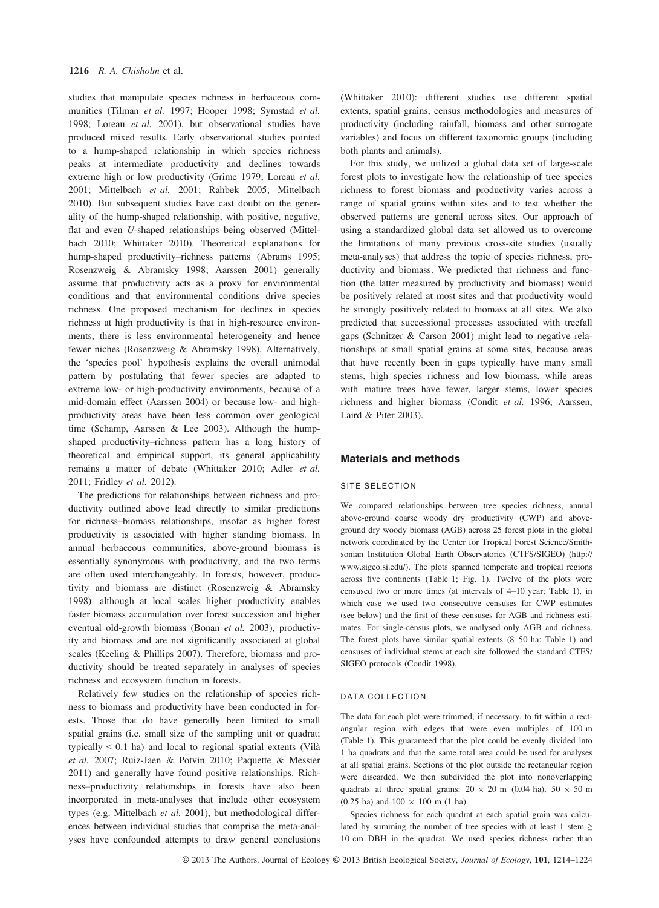studies that manipulate species richness in herbaceous communities (Tilman *et al.* 1997; Hooper 1998; Symstad *et al.* 1998; Loreau *et al.* 2001), but observational studies have produced mixed results. Early observational studies pointed to a hump-shaped relationship in which species richness peaks at intermediate productivity and declines towards extreme high or low productivity (Grime 1979; Loreau *et al.* 2001; Mittelbach *et al.* 2001; Rahbek 2005; Mittelbach 2010). But subsequent studies have cast doubt on the generality of the hump-shaped relationship, with positive, negative, flat and even *U*-shaped relationships being observed (Mittelbach 2010; Whittaker 2010). Theoretical explanations for hump-shaped productivity–richness patterns (Abrams 1995; Rosenzweig & Abramsky 1998; Aarssen 2001) generally assume that productivity acts as a proxy for environmental conditions and that environmental conditions drive species richness. One proposed mechanism for declines in species richness at high productivity is that in high-resource environments, there is less environmental heterogeneity and hence fewer niches (Rosenzweig & Abramsky 1998). Alternatively, the 'species pool' hypothesis explains the overall unimodal pattern by postulating that fewer species are adapted to extreme low- or high-productivity environments, because of a mid-domain effect (Aarssen 2004) or because low- and high-productivity areas have been less common over geological time (Schamp, Aarssen & Lee 2003). Although the hump-shaped productivity–richness pattern has a long history of theoretical and empirical support, its general applicability remains a matter of debate (Whittaker 2010; Adler *et al.* 2011; Fridley *et al.* 2012).

The predictions for relationships between richness and productivity outlined above lead directly to similar predictions for richness–biomass relationships, insofar as higher forest productivity is associated with higher standing biomass. In annual herbaceous communities, above-ground biomass is essentially synonymous with productivity, and the two terms are often used interchangeably. In forests, however, productivity and biomass are distinct (Rosenzweig & Abramsky 1998): although at local scales higher productivity enables faster biomass accumulation over forest succession and higher eventual old-growth biomass (Bonan *et al.* 2003), productivity and biomass and are not significantly associated at global scales (Keeling & Phillips 2007). Therefore, biomass and productivity should be treated separately in analyses of species richness and ecosystem function in forests.

Relatively few studies on the relationship of species richness to biomass and productivity have been conducted in forests. Those that do have generally been limited to small spatial grains (i.e. small size of the sampling unit or quadrat; typically < 0.1 ha) and local to regional spatial extents (Vilà *et al.* 2007; Ruiz-Jaen & Potvin 2010; Paquette & Messier 2011) and generally have found positive relationships. Richness–productivity relationships in forests have also been incorporated in meta-analyses that include other ecosystem types (e.g. Mittelbach *et al.* 2001), but methodological differences between individual studies that comprise the meta-analyses have confounded attempts to draw general conclusions (Whittaker 2010): different studies use different spatial extents, spatial grains, census methodologies and measures of productivity (including rainfall, biomass and other surrogate variables) and focus on different taxonomic groups (including both plants and animals).

For this study, we utilized a global data set of large-scale forest plots to investigate how the relationship of tree species richness to forest biomass and productivity varies across a range of spatial grains within sites and to test whether the observed patterns are general across sites. Our approach of using a standardized global data set allowed us to overcome the limitations of many previous cross-site studies (usually meta-analyses) that address the topic of species richness, productivity and biomass. We predicted that richness and function (the latter measured by productivity and biomass) would be positively related at most sites and that productivity would be strongly positively related to biomass at all sites. We also predicted that successional processes associated with treefall gaps (Schnitzer & Carson 2001) might lead to negative relationships at small spatial grains at some sites, because areas that have recently been in gaps typically have many small stems, high species richness and low biomass, while areas with mature trees have fewer, larger stems, lower species richness and higher biomass (Condit *et al.* 1996; Aarssen, Laird & Piter 2003).

## Materials and methods

### SITE SELECTION

We compared relationships between tree species richness, annual above-ground coarse woody dry productivity (CWP) and above-ground dry woody biomass (AGB) across 25 forest plots in the global network coordinated by the Center for Tropical Forest Science/Smithsonian Institution Global Earth Observatories (CTFS/SIGEO) (http://www.sigeo.si.edu/). The plots spanned temperate and tropical regions across five continents (Table 1; Fig. 1). Twelve of the plots were censused two or more times (at intervals of 4–10 year; Table 1), in which case we used two consecutive censuses for CWP estimates (see below) and the first of these censuses for AGB and richness estimates. For single-census plots, we analysed only AGB and richness. The forest plots have similar spatial extents (8–50 ha; Table 1) and censuses of individual stems at each site followed the standard CTFS/SIGEO protocols (Condit 1998).

### DATA COLLECTION

The data for each plot were trimmed, if necessary, to fit within a rectangular region with edges that were even multiples of 100 m (Table 1). This guaranteed that the plot could be evenly divided into 1 ha quadrats and that the same total area could be used for analyses at all spatial grains. Sections of the plot outside the rectangular region were discarded. We then subdivided the plot into nonoverlapping quadrats at three spatial grains: 20 × 20 m (0.04 ha), 50 × 50 m (0.25 ha) and 100 × 100 m (1 ha).

Species richness for each quadrat at each spatial grain was calculated by summing the number of tree species with at least 1 stem ≥ 10 cm DBH in the quadrat. We used species richness rather than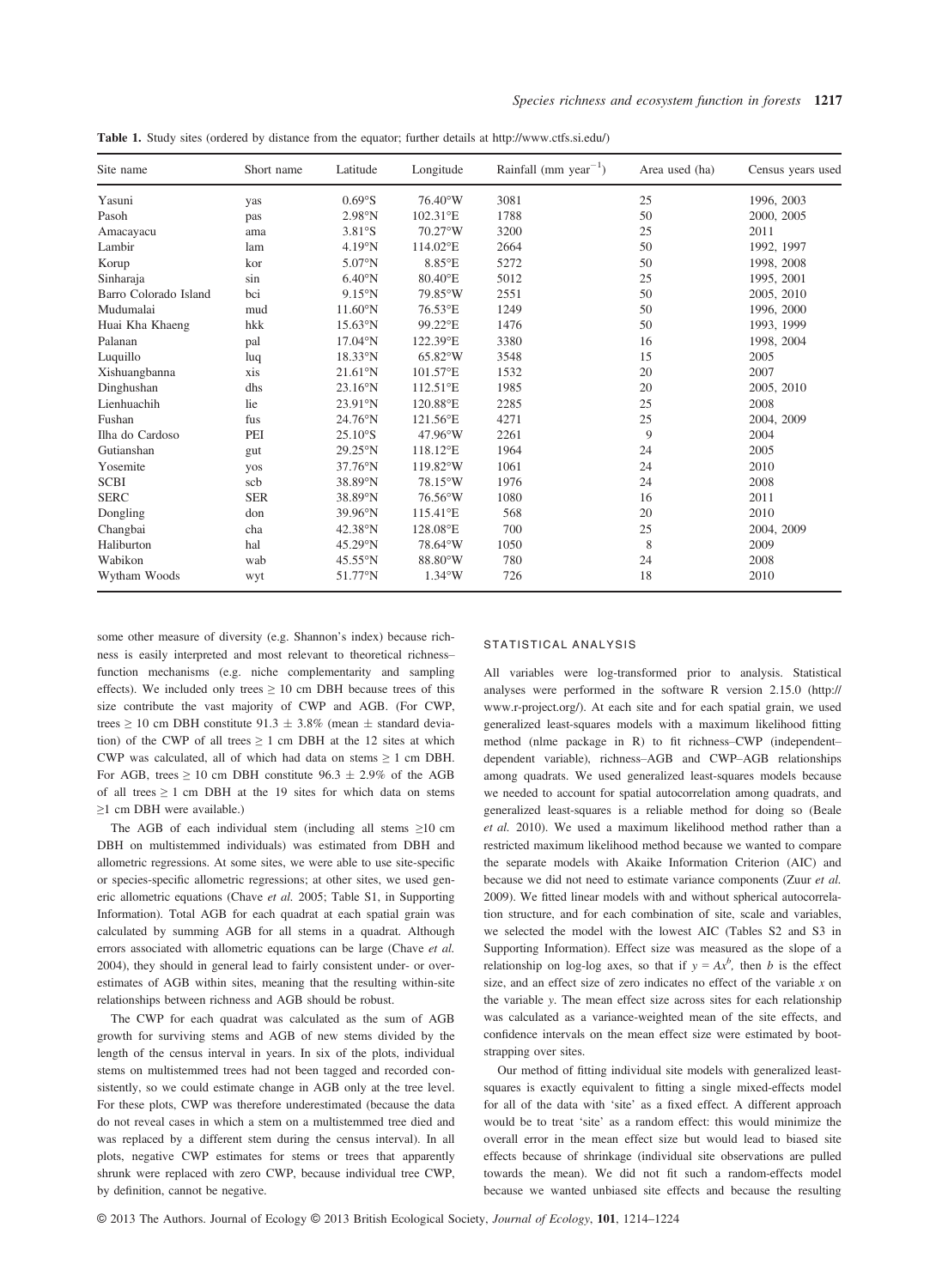**Table 1.** Study sites (ordered by distance from the equator; further details at http://www.ctfs.si.edu/)

| Site name | Short name | Latitude | Longitude | Rainfall (mm year$^{-1}$) | Area used (ha) | Census years used |
|---|---|---|---|---|---|---|
| Yasuni | yas | 0.69°S | 76.40°W | 3081 | 25 | 1996, 2003 |
| Pasoh | pas | 2.98°N | 102.31°E | 1788 | 50 | 2000, 2005 |
| Amacayacu | ama | 3.81°S | 70.27°W | 3200 | 25 | 2011 |
| Lambir | lam | 4.19°N | 114.02°E | 2664 | 50 | 1992, 1997 |
| Korup | kor | 5.07°N | 8.85°E | 5272 | 50 | 1998, 2008 |
| Sinharaja | sin | 6.40°N | 80.40°E | 5012 | 25 | 1995, 2001 |
| Barro Colorado Island | bci | 9.15°N | 79.85°W | 2551 | 50 | 2005, 2010 |
| Mudumalai | mud | 11.60°N | 76.53°E | 1249 | 50 | 1996, 2000 |
| Huai Kha Khaeng | hkk | 15.63°N | 99.22°E | 1476 | 50 | 1993, 1999 |
| Palanan | pal | 17.04°N | 122.39°E | 3380 | 16 | 1998, 2004 |
| Luquillo | luq | 18.33°N | 65.82°W | 3548 | 15 | 2005 |
| Xishuangbanna | xis | 21.61°N | 101.57°E | 1532 | 20 | 2007 |
| Dinghushan | dhs | 23.16°N | 112.51°E | 1985 | 20 | 2005, 2010 |
| Lienhuachih | lie | 23.91°N | 120.88°E | 2285 | 25 | 2008 |
| Fushan | fus | 24.76°N | 121.56°E | 4271 | 25 | 2004, 2009 |
| Ilha do Cardoso | PEI | 25.10°S | 47.96°W | 2261 | 9 | 2004 |
| Gutianshan | gut | 29.25°N | 118.12°E | 1964 | 24 | 2005 |
| Yosemite | yos | 37.76°N | 119.82°W | 1061 | 24 | 2010 |
| SCBI | scb | 38.89°N | 78.15°W | 1976 | 24 | 2008 |
| SERC | SER | 38.89°N | 76.56°W | 1080 | 16 | 2011 |
| Dongling | don | 39.96°N | 115.41°E | 568 | 20 | 2010 |
| Changbai | cha | 42.38°N | 128.08°E | 700 | 25 | 2004, 2009 |
| Haliburton | hal | 45.29°N | 78.64°W | 1050 | 8 | 2009 |
| Wabikon | wab | 45.55°N | 88.80°W | 780 | 24 | 2008 |
| Wytham Woods | wyt | 51.77°N | 1.34°W | 726 | 18 | 2010 |

some other measure of diversity (e.g. Shannon's index) because richness is easily interpreted and most relevant to theoretical richness–function mechanisms (e.g. niche complementarity and sampling effects). We included only trees ≥ 10 cm DBH because trees of this size contribute the vast majority of CWP and AGB. (For CWP, trees ≥ 10 cm DBH constitute 91.3 ± 3.8% (mean ± standard deviation) of the CWP of all trees ≥ 1 cm DBH at the 12 sites at which CWP was calculated, all of which had data on stems ≥ 1 cm DBH. For AGB, trees ≥ 10 cm DBH constitute 96.3 ± 2.9% of the AGB of all trees ≥ 1 cm DBH at the 19 sites for which data on stems ≥1 cm DBH were available.)

The AGB of each individual stem (including all stems ≥10 cm DBH on multistemmed individuals) was estimated from DBH and allometric regressions. At some sites, we were able to use site-specific or species-specific allometric regressions; at other sites, we used generic allometric equations (Chave *et al.* 2005; Table S1, in Supporting Information). Total AGB for each quadrat at each spatial grain was calculated by summing AGB for all stems in a quadrat. Although errors associated with allometric equations can be large (Chave *et al.* 2004), they should in general lead to fairly consistent under- or over-estimates of AGB within sites, meaning that the resulting within-site relationships between richness and AGB should be robust.

The CWP for each quadrat was calculated as the sum of AGB growth for surviving stems and AGB of new stems divided by the length of the census interval in years. In six of the plots, individual stems on multistemmed trees had not been tagged and recorded consistently, so we could estimate change in AGB only at the tree level. For these plots, CWP was therefore underestimated (because the data do not reveal cases in which a stem on a multistemmed tree died and was replaced by a different stem during the census interval). In all plots, negative CWP estimates for stems or trees that apparently shrunk were replaced with zero CWP, because individual tree CWP, by definition, cannot be negative.

### STATISTICAL ANALYSIS

All variables were log-transformed prior to analysis. Statistical analyses were performed in the software R version 2.15.0 (http://www.r-project.org/). At each site and for each spatial grain, we used generalized least-squares models with a maximum likelihood fitting method (nlme package in R) to fit richness–CWP (independent–dependent variable), richness–AGB and CWP–AGB relationships among quadrats. We used generalized least-squares models because we needed to account for spatial autocorrelation among quadrats, and generalized least-squares is a reliable method for doing so (Beale *et al.* 2010). We used a maximum likelihood method rather than a restricted maximum likelihood method because we wanted to compare the separate models with Akaike Information Criterion (AIC) and because we did not need to estimate variance components (Zuur *et al.* 2009). We fitted linear models with and without spherical autocorrelation structure, and for each combination of site, scale and variables, we selected the model with the lowest AIC (Tables S2 and S3 in Supporting Information). Effect size was measured as the slope of a relationship on log-log axes, so that if $y = Ax^b$, then $b$ is the effect size, and an effect size of zero indicates no effect of the variable $x$ on the variable $y$. The mean effect size across sites for each relationship was calculated as a variance-weighted mean of the site effects, and confidence intervals on the mean effect size were estimated by bootstrapping over sites.

Our method of fitting individual site models with generalized least-squares is exactly equivalent to fitting a single mixed-effects model for all of the data with 'site' as a fixed effect. A different approach would be to treat 'site' as a random effect: this would minimize the overall error in the mean effect size but would lead to biased site effects because of shrinkage (individual site observations are pulled towards the mean). We did not fit such a random-effects model because we wanted unbiased site effects and because the resulting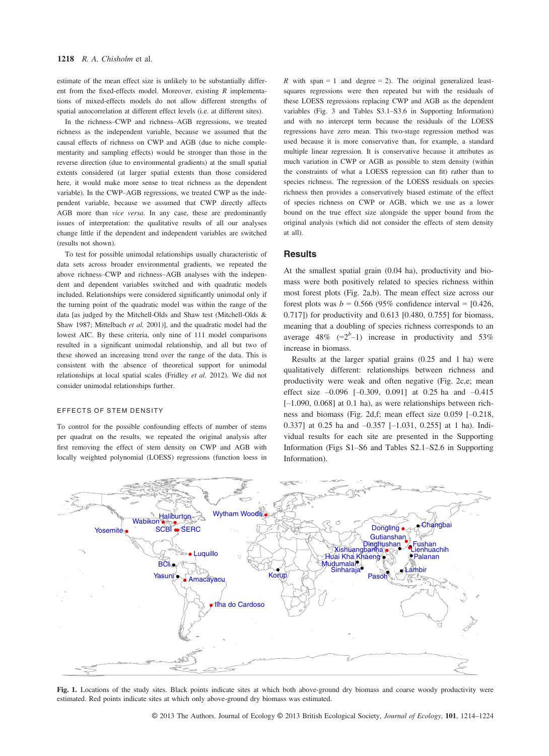estimate of the mean effect size is unlikely to be substantially different from the fixed-effects model. Moreover, existing *R* implementations of mixed-effects models do not allow different strengths of spatial autocorrelation at different effect levels (i.e. at different sites).

In the richness–CWP and richness–AGB regressions, we treated richness as the independent variable, because we assumed that the causal effects of richness on CWP and AGB (due to niche complementarity and sampling effects) would be stronger than those in the reverse direction (due to environmental gradients) at the small spatial extents considered (at larger spatial extents than those considered here, it would make more sense to treat richness as the dependent variable). In the CWP–AGB regressions, we treated CWP as the independent variable, because we assumed that CWP directly affects AGB more than *vice versa*. In any case, these are predominantly issues of interpretation: the qualitative results of all our analyses change little if the dependent and independent variables are switched (results not shown).

To test for possible unimodal relationships usually characteristic of data sets across broader environmental gradients, we repeated the above richness–CWP and richness–AGB analyses with the independent and dependent variables switched and with quadratic models included. Relationships were considered significantly unimodal only if the turning point of the quadratic model was within the range of the data [as judged by the Mitchell-Olds and Shaw test (Mitchell-Olds & Shaw 1987; Mittelbach *et al.* 2001)], and the quadratic model had the lowest AIC. By these criteria, only nine of 111 model comparisons resulted in a significant unimodal relationship, and all but two of these showed an increasing trend over the range of the data. This is consistent with the absence of theoretical support for unimodal relationships at local spatial scales (Fridley *et al.* 2012). We did not consider unimodal relationships further.

### EFFECTS OF STEM DENSITY

To control for the possible confounding effects of number of stems per quadrat on the results, we repeated the original analysis after first removing the effect of stem density on CWP and AGB with locally weighted polynomial (LOESS) regressions (function loess in *R* with span = 1 and degree = 2). The original generalized least-squares regressions were then repeated but with the residuals of these LOESS regressions replacing CWP and AGB as the dependent variables (Fig. 3 and Tables S3.1–S3.6 in Supporting Information) and with no intercept term because the residuals of the LOESS regressions have zero mean. This two-stage regression method was used because it is more conservative than, for example, a standard multiple linear regression. It is conservative because it attributes as much variation in CWP or AGB as possible to stem density (within the constraints of what a LOESS regression can fit) rather than to species richness. The regression of the LOESS residuals on species richness then provides a conservatively biased estimate of the effect of species richness on CWP or AGB, which we use as a lower bound on the true effect size alongside the upper bound from the original analysis (which did not consider the effects of stem density at all).

## Results

At the smallest spatial grain (0.04 ha), productivity and biomass were both positively related to species richness within most forest plots (Fig. 2a,b). The mean effect size across our forest plots was $b = 0.566$ (95% confidence interval = [0.426, 0.717]) for productivity and 0.613 [0.480, 0.755] for biomass, meaning that a doubling of species richness corresponds to an average 48% ($=2^b-1$) increase in productivity and 53% increase in biomass.

Results at the larger spatial grains (0.25 and 1 ha) were qualitatively different: relationships between richness and productivity were weak and often negative (Fig. 2c,e; mean effect size –0.096 [–0.309, 0.091] at 0.25 ha and –0.415 [–1.090, 0.068] at 0.1 ha), as were relationships between richness and biomass (Fig. 2d,f; mean effect size 0.059 [–0.218, 0.337] at 0.25 ha and –0.357 [–1.031, 0.255] at 1 ha). Individual results for each site are presented in the Supporting Information (Figs S1–S6 and Tables S2.1–S2.6 in Supporting Information).

**Fig. 1.** Locations of the study sites. Black points indicate sites at which both above-ground dry biomass and coarse woody productivity were estimated. Red points indicate sites at which only above-ground dry biomass was estimated.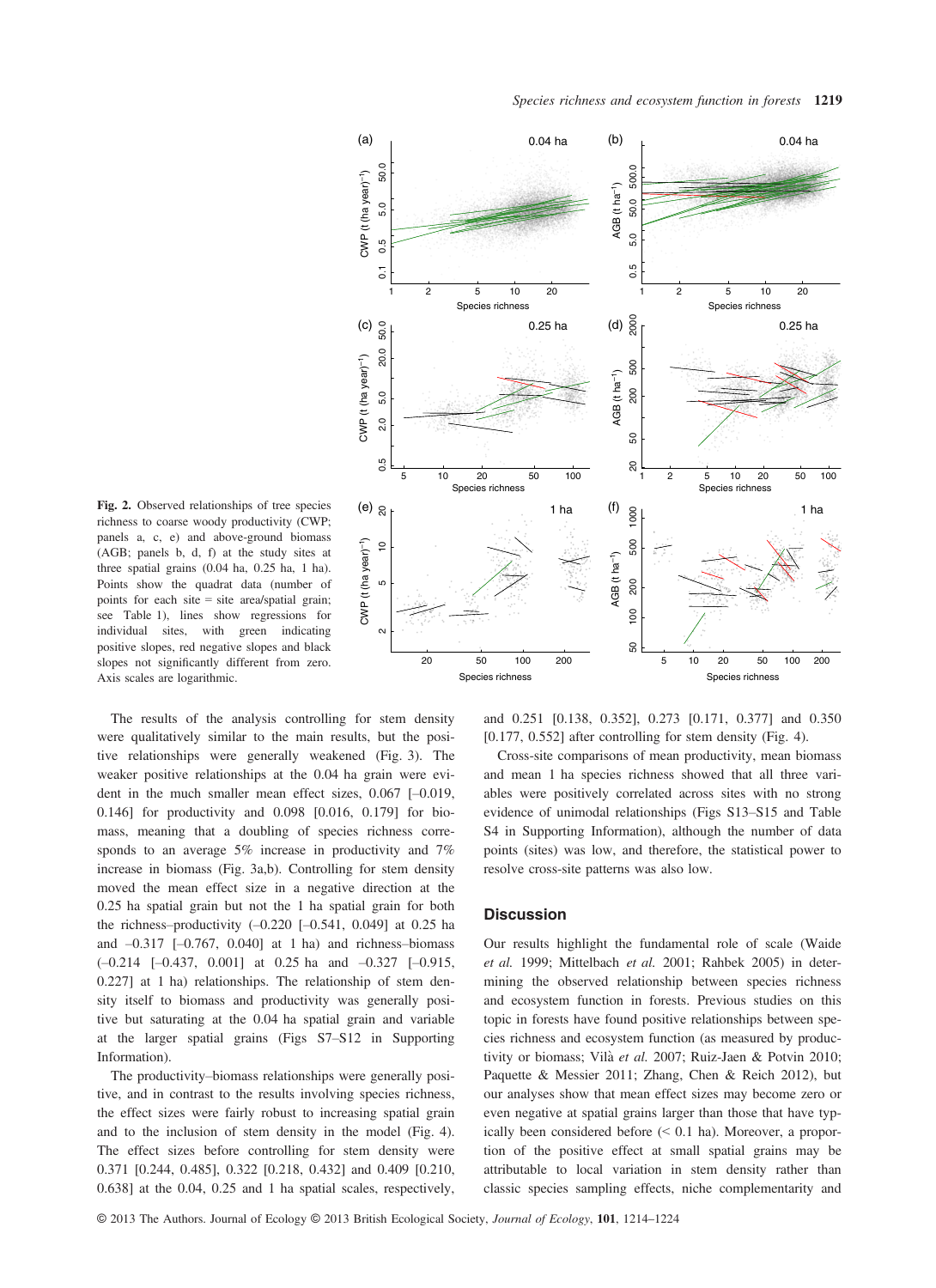Fig. 2. Observed relationships of tree species richness to coarse woody productivity (CWP; panels a, c, e) and above-ground biomass (AGB; panels b, d, f) at the study sites at three spatial grains (0.04 ha, 0.25 ha, 1 ha). Points show the quadrat data (number of points for each site = site area/spatial grain; see Table 1), lines show regressions for individual sites, with green indicating positive slopes, red negative slopes and black slopes not significantly different from zero. Axis scales are logarithmic.

The results of the analysis controlling for stem density were qualitatively similar to the main results, but the positive relationships were generally weakened (Fig. 3). The weaker positive relationships at the 0.04 ha grain were evident in the much smaller mean effect sizes, 0.067 [–0.019, 0.146] for productivity and 0.098 [0.016, 0.179] for biomass, meaning that a doubling of species richness corresponds to an average 5% increase in productivity and 7% increase in biomass (Fig. 3a,b). Controlling for stem density moved the mean effect size in a negative direction at the 0.25 ha spatial grain but not the 1 ha spatial grain for both the richness–productivity (–0.220 [–0.541, 0.049] at 0.25 ha and –0.317 [–0.767, 0.040] at 1 ha) and richness–biomass (–0.214 [–0.437, 0.001] at 0.25 ha and –0.327 [–0.915, 0.227] at 1 ha) relationships. The relationship of stem density itself to biomass and productivity was generally positive but saturating at the 0.04 ha spatial grain and variable at the larger spatial grains (Figs S7–S12 in Supporting Information).

The productivity–biomass relationships were generally positive, and in contrast to the results involving species richness, the effect sizes were fairly robust to increasing spatial grain and to the inclusion of stem density in the model (Fig. 4). The effect sizes before controlling for stem density were 0.371 [0.244, 0.485], 0.322 [0.218, 0.432] and 0.409 [0.210, 0.638] at the 0.04, 0.25 and 1 ha spatial scales, respectively, and 0.251 [0.138, 0.352], 0.273 [0.171, 0.377] and 0.350 [0.177, 0.552] after controlling for stem density (Fig. 4).

Cross-site comparisons of mean productivity, mean biomass and mean 1 ha species richness showed that all three variables were positively correlated across sites with no strong evidence of unimodal relationships (Figs S13–S15 and Table S4 in Supporting Information), although the number of data points (sites) was low, and therefore, the statistical power to resolve cross-site patterns was also low.

## Discussion

Our results highlight the fundamental role of scale (Waide *et al.* 1999; Mittelbach *et al.* 2001; Rahbek 2005) in determining the observed relationship between species richness and ecosystem function in forests. Previous studies on this topic in forests have found positive relationships between species richness and ecosystem function (as measured by productivity or biomass; Vilà *et al.* 2007; Ruiz-Jaen & Potvin 2010; Paquette & Messier 2011; Zhang, Chen & Reich 2012), but our analyses show that mean effect sizes may become zero or even negative at spatial grains larger than those that have typically been considered before (< 0.1 ha). Moreover, a proportion of the positive effect at small spatial grains may be attributable to local variation in stem density rather than classic species sampling effects, niche complementarity and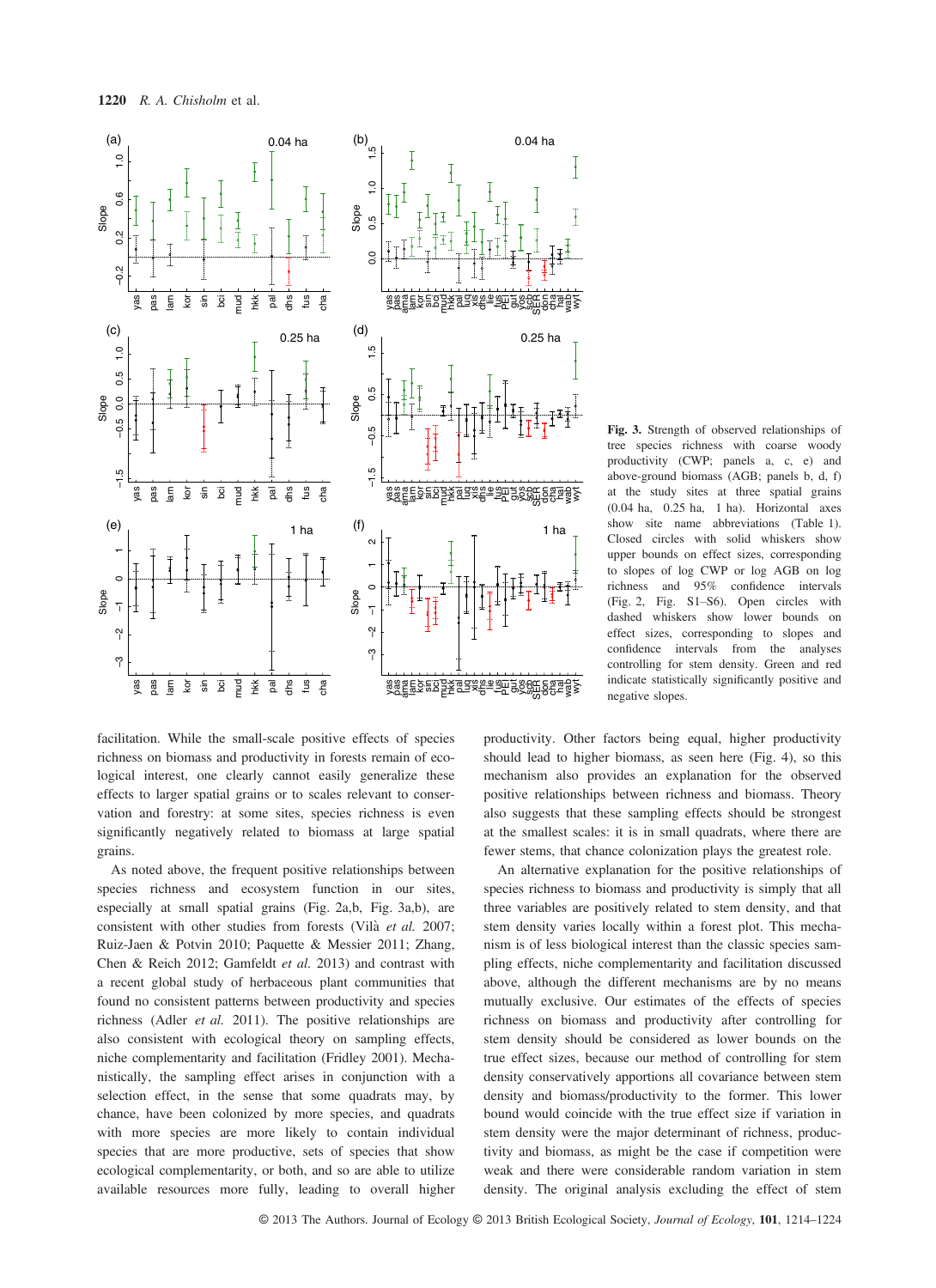Fig. 3. Strength of observed relationships of tree species richness with coarse woody productivity (CWP; panels a, c, e) and above-ground biomass (AGB; panels b, d, f) at the study sites at three spatial grains (0.04 ha, 0.25 ha, 1 ha). Horizontal axes show site name abbreviations (Table 1). Closed circles with solid whiskers show upper bounds on effect sizes, corresponding to slopes of log CWP or log AGB on log richness and 95% confidence intervals (Fig. 2, Fig. S1–S6). Open circles with dashed whiskers show lower bounds on effect sizes, corresponding to slopes and confidence intervals from the analyses controlling for stem density. Green and red indicate statistically significantly positive and negative slopes.

facilitation. While the small-scale positive effects of species richness on biomass and productivity in forests remain of ecological interest, one clearly cannot easily generalize these effects to larger spatial grains or to scales relevant to conservation and forestry: at some sites, species richness is even significantly negatively related to biomass at large spatial grains.

As noted above, the frequent positive relationships between species richness and ecosystem function in our sites, especially at small spatial grains (Fig. 2a,b, Fig. 3a,b), are consistent with other studies from forests (Vilà *et al.* 2007; Ruiz-Jaen & Potvin 2010; Paquette & Messier 2011; Zhang, Chen & Reich 2012; Gamfeldt *et al.* 2013) and contrast with a recent global study of herbaceous plant communities that found no consistent patterns between productivity and species richness (Adler *et al.* 2011). The positive relationships are also consistent with ecological theory on sampling effects, niche complementarity and facilitation (Fridley 2001). Mechanistically, the sampling effect arises in conjunction with a selection effect, in the sense that some quadrats may, by chance, have been colonized by more species, and quadrats with more species are more likely to contain individual species that are more productive, sets of species that show ecological complementarity, or both, and so are able to utilize available resources more fully, leading to overall higher productivity. Other factors being equal, higher productivity should lead to higher biomass, as seen here (Fig. 4), so this mechanism also provides an explanation for the observed positive relationships between richness and biomass. Theory also suggests that these sampling effects should be strongest at the smallest scales: it is in small quadrats, where there are fewer stems, that chance colonization plays the greatest role.

An alternative explanation for the positive relationships of species richness to biomass and productivity is simply that all three variables are positively related to stem density, and that stem density varies locally within a forest plot. This mechanism is of less biological interest than the classic species sampling effects, niche complementarity and facilitation discussed above, although the different mechanisms are by no means mutually exclusive. Our estimates of the effects of species richness on biomass and productivity after controlling for stem density should be considered as lower bounds on the true effect sizes, because our method of controlling for stem density conservatively apportions all covariance between stem density and biomass/productivity to the former. This lower bound would coincide with the true effect size if variation in stem density were the major determinant of richness, productivity and biomass, as might be the case if competition were weak and there were considerable random variation in stem density. The original analysis excluding the effect of stem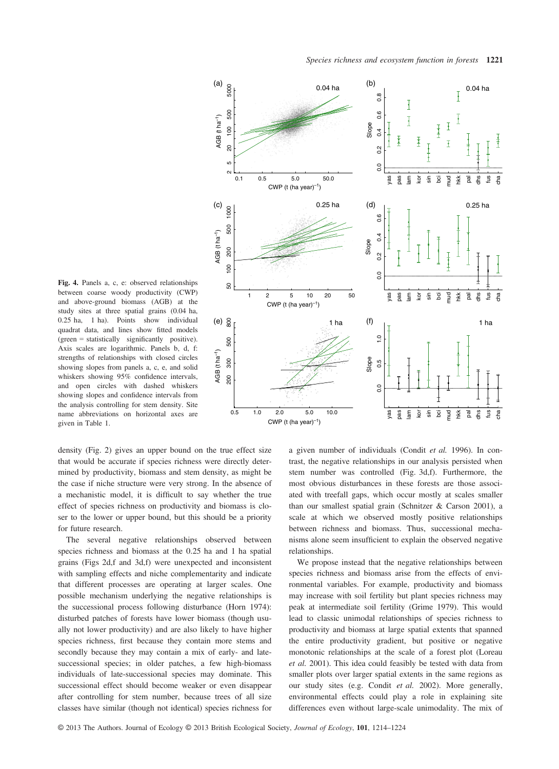**Fig. 4.** Panels a, c, e: observed relationships between coarse woody productivity (CWP) and above-ground biomass (AGB) at the study sites at three spatial grains (0.04 ha, 0.25 ha, 1 ha). Points show individual quadrat data, and lines show fitted models (green = statistically significantly positive). Axis scales are logarithmic. Panels b, d, f: strengths of relationships with closed circles showing slopes from panels a, c, e, and solid whiskers showing 95% confidence intervals, and open circles with dashed whiskers showing slopes and confidence intervals from the analysis controlling for stem density. Site name abbreviations on horizontal axes are given in Table 1.

density (Fig. 2) gives an upper bound on the true effect size that would be accurate if species richness were directly determined by productivity, biomass and stem density, as might be the case if niche structure were very strong. In the absence of a mechanistic model, it is difficult to say whether the true effect of species richness on productivity and biomass is closer to the lower or upper bound, but this should be a priority for future research.

The several negative relationships observed between species richness and biomass at the 0.25 ha and 1 ha spatial grains (Figs 2d,f and 3d,f) were unexpected and inconsistent with sampling effects and niche complementarity and indicate that different processes are operating at larger scales. One possible mechanism underlying the negative relationships is the successional process following disturbance (Horn 1974): disturbed patches of forests have lower biomass (though usually not lower productivity) and are also likely to have higher species richness, first because they contain more stems and secondly because they may contain a mix of early- and late-successional species; in older patches, a few high-biomass individuals of late-successional species may dominate. This successional effect should become weaker or even disappear after controlling for stem number, because trees of all size classes have similar (though not identical) species richness for a given number of individuals (Condit *et al.* 1996). In contrast, the negative relationships in our analysis persisted when stem number was controlled (Fig. 3d,f). Furthermore, the most obvious disturbances in these forests are those associated with treefall gaps, which occur mostly at scales smaller than our smallest spatial grain (Schnitzer & Carson 2001), a scale at which we observed mostly positive relationships between richness and biomass. Thus, successional mechanisms alone seem insufficient to explain the observed negative relationships.

We propose instead that the negative relationships between species richness and biomass arise from the effects of environmental variables. For example, productivity and biomass may increase with soil fertility but plant species richness may peak at intermediate soil fertility (Grime 1979). This would lead to classic unimodal relationships of species richness to productivity and biomass at large spatial extents that spanned the entire productivity gradient, but positive or negative monotonic relationships at the scale of a forest plot (Loreau *et al.* 2001). This idea could feasibly be tested with data from smaller plots over larger spatial extents in the same regions as our study sites (e.g. Condit *et al.* 2002). More generally, environmental effects could play a role in explaining site differences even without large-scale unimodality. The mix of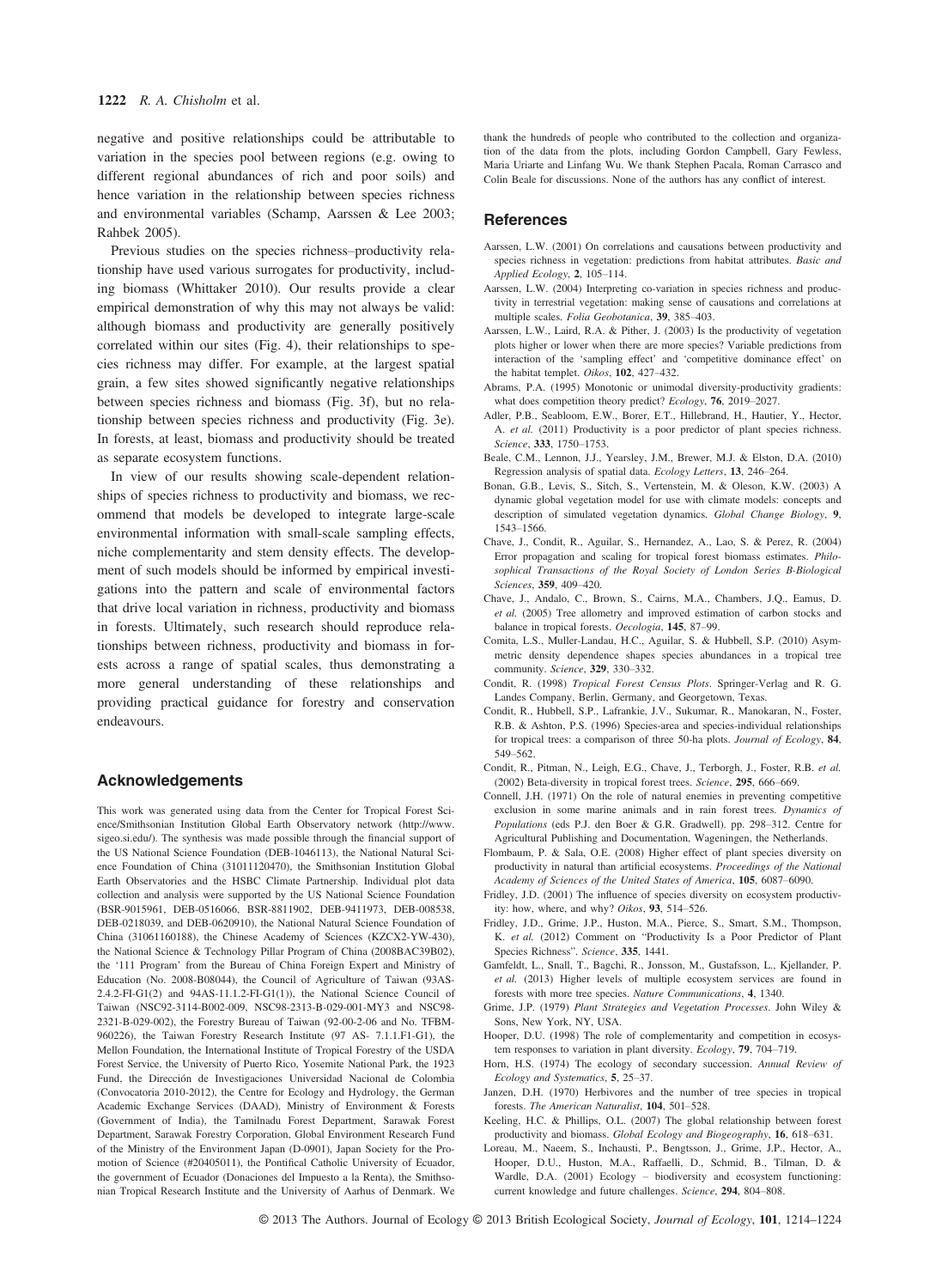negative and positive relationships could be attributable to variation in the species pool between regions (e.g. owing to different regional abundances of rich and poor soils) and hence variation in the relationship between species richness and environmental variables (Schamp, Aarssen & Lee 2003; Rahbek 2005).

Previous studies on the species richness–productivity relationship have used various surrogates for productivity, including biomass (Whittaker 2010). Our results provide a clear empirical demonstration of why this may not always be valid: although biomass and productivity are generally positively correlated within our sites (Fig. 4), their relationships to species richness may differ. For example, at the largest spatial grain, a few sites showed significantly negative relationships between species richness and biomass (Fig. 3f), but no relationship between species richness and productivity (Fig. 3e). In forests, at least, biomass and productivity should be treated as separate ecosystem functions.

In view of our results showing scale-dependent relationships of species richness to productivity and biomass, we recommend that models be developed to integrate large-scale environmental information with small-scale sampling effects, niche complementarity and stem density effects. The development of such models should be informed by empirical investigations into the pattern and scale of environmental factors that drive local variation in richness, productivity and biomass in forests. Ultimately, such research should reproduce relationships between richness, productivity and biomass in forests across a range of spatial scales, thus demonstrating a more general understanding of these relationships and providing practical guidance for forestry and conservation endeavours.

## Acknowledgements

This work was generated using data from the Center for Tropical Forest Science/Smithsonian Institution Global Earth Observatory network (http://www.sigeo.si.edu/). The synthesis was made possible through the financial support of the US National Science Foundation (DEB-1046113), the National Natural Science Foundation of China (31011120470), the Smithsonian Institution Global Earth Observatories and the HSBC Climate Partnership. Individual plot data collection and analysis were supported by the US National Science Foundation (BSR-9015961, DEB-0516066, BSR-8811902, DEB-9411973, DEB-008538, DEB-0218039, and DEB-0620910), the National Natural Science Foundation of China (31061160188), the Chinese Academy of Sciences (KZCX2-YW-430), the National Science & Technology Pillar Program of China (2008BAC39B02), the '111 Program' from the Bureau of China Foreign Expert and Ministry of Education (No. 2008-B08044), the Council of Agriculture of Taiwan (93AS-2.4.2-FI-G1(2) and 94AS-11.1.2-FI-G1(1)), the National Science Council of Taiwan (NSC92-3114-B002-009, NSC98-2313-B-029-001-MY3 and NSC98-2321-B-029-002), the Forestry Bureau of Taiwan (92-00-2-06 and No. TFBM-960226), the Taiwan Forestry Research Institute (97 AS- 7.1.1.F1-G1), the Mellon Foundation, the International Institute of Tropical Forestry of the USDA Forest Service, the University of Puerto Rico, Yosemite National Park, the 1923 Fund, the Dirección de Investigaciones Universidad Nacional de Colombia (Convocatoria 2010-2012), the Centre for Ecology and Hydrology, the German Academic Exchange Services (DAAD), Ministry of Environment & Forests (Government of India), the Tamilnadu Forest Department, Sarawak Forest Department, Sarawak Forestry Corporation, Global Environment Research Fund of the Ministry of the Environment Japan (D-0901), Japan Society for the Promotion of Science (#20405011), the Pontifical Catholic University of Ecuador, the government of Ecuador (Donaciones del Impuesto a la Renta), the Smithsonian Tropical Research Institute and the University of Aarhus of Denmark. We thank the hundreds of people who contributed to the collection and organization of the data from the plots, including Gordon Campbell, Gary Fewless, Maria Uriarte and Linfang Wu. We thank Stephen Pacala, Roman Carrasco and Colin Beale for discussions. None of the authors has any conflict of interest.

## References

Aarssen, L.W. (2001) On correlations and causations between productivity and species richness in vegetation: predictions from habitat attributes. *Basic and Applied Ecology*, **2**, 105–114.

Aarssen, L.W. (2004) Interpreting co-variation in species richness and productivity in terrestrial vegetation: making sense of causations and correlations at multiple scales. *Folia Geobotanica*, **39**, 385–403.

Aarssen, L.W., Laird, R.A. & Pither, J. (2003) Is the productivity of vegetation plots higher or lower when there are more species? Variable predictions from interaction of the 'sampling effect' and 'competitive dominance effect' on the habitat templet. *Oikos*, **102**, 427–432.

Abrams, P.A. (1995) Monotonic or unimodal diversity-productivity gradients: what does competition theory predict? *Ecology*, **76**, 2019–2027.

Adler, P.B., Seabloom, E.W., Borer, E.T., Hillebrand, H., Hautier, Y., Hector, A. *et al.* (2011) Productivity is a poor predictor of plant species richness. *Science*, **333**, 1750–1753.

Beale, C.M., Lennon, J.J., Yearsley, J.M., Brewer, M.J. & Elston, D.A. (2010) Regression analysis of spatial data. *Ecology Letters*, **13**, 246–264.

Bonan, G.B., Levis, S., Sitch, S., Vertenstein, M. & Oleson, K.W. (2003) A dynamic global vegetation model for use with climate models: concepts and description of simulated vegetation dynamics. *Global Change Biology*, **9**, 1543–1566.

Chave, J., Condit, R., Aguilar, S., Hernandez, A., Lao, S. & Perez, R. (2004) Error propagation and scaling for tropical forest biomass estimates. *Philosophical Transactions of the Royal Society of London Series B-Biological Sciences*, **359**, 409–420.

Chave, J., Andalo, C., Brown, S., Cairns, M.A., Chambers, J.Q., Eamus, D. *et al.* (2005) Tree allometry and improved estimation of carbon stocks and balance in tropical forests. *Oecologia*, **145**, 87–99.

Comita, L.S., Muller-Landau, H.C., Aguilar, S. & Hubbell, S.P. (2010) Asymmetric density dependence shapes species abundances in a tropical tree community. *Science*, **329**, 330–332.

Condit, R. (1998) *Tropical Forest Census Plots*. Springer-Verlag and R. G. Landes Company, Berlin, Germany, and Georgetown, Texas.

Condit, R., Hubbell, S.P., Lafrankie, J.V., Sukumar, R., Manokaran, N., Foster, R.B. & Ashton, P.S. (1996) Species-area and species-individual relationships for tropical trees: a comparison of three 50-ha plots. *Journal of Ecology*, **84**, 549–562.

Condit, R., Pitman, N., Leigh, E.G., Chave, J., Terborgh, J., Foster, R.B. *et al.* (2002) Beta-diversity in tropical forest trees. *Science*, **295**, 666–669.

Connell, J.H. (1971) On the role of natural enemies in preventing competitive exclusion in some marine animals and in rain forest trees. *Dynamics of Populations* (eds P.J. den Boer & G.R. Gradwell). pp. 298–312. Centre for Agricultural Publishing and Documentation, Wageningen, the Netherlands.

Flombaum, P. & Sala, O.E. (2008) Higher effect of plant species diversity on productivity in natural than artificial ecosystems. *Proceedings of the National Academy of Sciences of the United States of America*, **105**, 6087–6090.

Fridley, J.D. (2001) The influence of species diversity on ecosystem productivity: how, where, and why? *Oikos*, **93**, 514–526.

Fridley, J.D., Grime, J.P., Huston, M.A., Pierce, S., Smart, S.M., Thompson, K. *et al.* (2012) Comment on "Productivity Is a Poor Predictor of Plant Species Richness". *Science*, **335**, 1441.

Gamfeldt, L., Snall, T., Bagchi, R., Jonsson, M., Gustafsson, L., Kjellander, P. *et al.* (2013) Higher levels of multiple ecosystem services are found in forests with more tree species. *Nature Communications*, **4**, 1340.

Grime, J.P. (1979) *Plant Strategies and Vegetation Processes*. John Wiley & Sons, New York, NY, USA.

Hooper, D.U. (1998) The role of complementarity and competition in ecosystem responses to variation in plant diversity. *Ecology*, **79**, 704–719.

Horn, H.S. (1974) The ecology of secondary succession. *Annual Review of Ecology and Systematics*, **5**, 25–37.

Janzen, D.H. (1970) Herbivores and the number of tree species in tropical forests. *The American Naturalist*, **104**, 501–528.

Keeling, H.C. & Phillips, O.L. (2007) The global relationship between forest productivity and biomass. *Global Ecology and Biogeography*, **16**, 618–631.

Loreau, M., Naeem, S., Inchausti, P., Bengtsson, J., Grime, J.P., Hector, A., Hooper, D.U., Huston, M.A., Raffaelli, D., Schmid, B., Tilman, D. & Wardle, D.A. (2001) Ecology – biodiversity and ecosystem functioning: current knowledge and future challenges. *Science*, **294**, 804–808.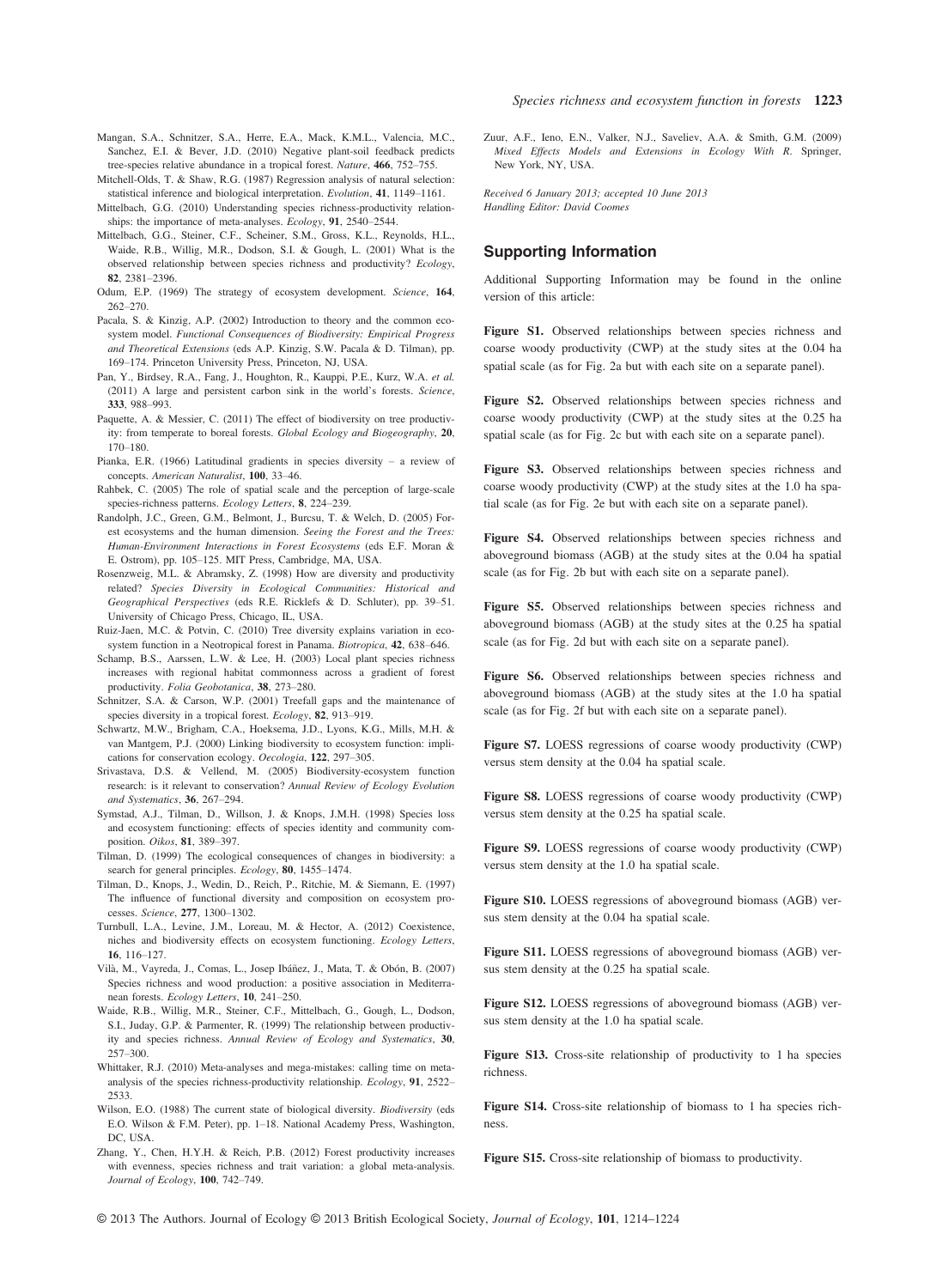Mangan, S.A., Schnitzer, S.A., Herre, E.A., Mack, K.M.L., Valencia, M.C., Sanchez, E.I. & Bever, J.D. (2010) Negative plant-soil feedback predicts tree-species relative abundance in a tropical forest. *Nature*, **466**, 752–755.

Mitchell-Olds, T. & Shaw, R.G. (1987) Regression analysis of natural selection: statistical inference and biological interpretation. *Evolution*, **41**, 1149–1161.

Mittelbach, G.G. (2010) Understanding species richness-productivity relationships: the importance of meta-analyses. *Ecology*, **91**, 2540–2544.

Mittelbach, G.G., Steiner, C.F., Scheiner, S.M., Gross, K.L., Reynolds, H.L., Waide, R.B., Willig, M.R., Dodson, S.I. & Gough, L. (2001) What is the observed relationship between species richness and productivity? *Ecology*, **82**, 2381–2396.

Odum, E.P. (1969) The strategy of ecosystem development. *Science*, **164**, 262–270.

Pacala, S. & Kinzig, A.P. (2002) Introduction to theory and the common ecosystem model. *Functional Consequences of Biodiversity: Empirical Progress and Theoretical Extensions* (eds A.P. Kinzig, S.W. Pacala & D. Tilman), pp. 169–174. Princeton University Press, Princeton, NJ, USA.

Pan, Y., Birdsey, R.A., Fang, J., Houghton, R., Kauppi, P.E., Kurz, W.A. *et al.* (2011) A large and persistent carbon sink in the world's forests. *Science*, **333**, 988–993.

Paquette, A. & Messier, C. (2011) The effect of biodiversity on tree productivity: from temperate to boreal forests. *Global Ecology and Biogeography*, **20**, 170–180.

Pianka, E.R. (1966) Latitudinal gradients in species diversity – a review of concepts. *American Naturalist*, **100**, 33–46.

Rahbek, C. (2005) The role of spatial scale and the perception of large-scale species-richness patterns. *Ecology Letters*, **8**, 224–239.

Randolph, J.C., Green, G.M., Belmont, J., Burcsu, T. & Welch, D. (2005) Forest ecosystems and the human dimension. *Seeing the Forest and the Trees: Human-Environment Interactions in Forest Ecosystems* (eds E.F. Moran & E. Ostrom), pp. 105–125. MIT Press, Cambridge, MA, USA.

Rosenzweig, M.L. & Abramsky, Z. (1998) How are diversity and productivity related? *Species Diversity in Ecological Communities: Historical and Geographical Perspectives* (eds R.E. Ricklefs & D. Schluter), pp. 39–51. University of Chicago Press, Chicago, IL, USA.

Ruiz-Jaen, M.C. & Potvin, C. (2010) Tree diversity explains variation in ecosystem function in a Neotropical forest in Panama. *Biotropica*, **42**, 638–646.

Schamp, B.S., Aarssen, L.W. & Lee, H. (2003) Local plant species richness increases with regional habitat commonness across a gradient of forest productivity. *Folia Geobotanica*, **38**, 273–280.

Schnitzer, S.A. & Carson, W.P. (2001) Treefall gaps and the maintenance of species diversity in a tropical forest. *Ecology*, **82**, 913–919.

Schwartz, M.W., Brigham, C.A., Hoeksema, J.D., Lyons, K.G., Mills, M.H. & van Mantgem, P.J. (2000) Linking biodiversity to ecosystem function: implications for conservation ecology. *Oecologia*, **122**, 297–305.

Srivastava, D.S. & Vellend, M. (2005) Biodiversity-ecosystem function research: is it relevant to conservation? *Annual Review of Ecology Evolution and Systematics*, **36**, 267–294.

Symstad, A.J., Tilman, D., Willson, J. & Knops, J.M.H. (1998) Species loss and ecosystem functioning: effects of species identity and community composition. *Oikos*, **81**, 389–397.

Tilman, D. (1999) The ecological consequences of changes in biodiversity: a search for general principles. *Ecology*, **80**, 1455–1474.

Tilman, D., Knops, J., Wedin, D., Reich, P., Ritchie, M. & Siemann, E. (1997) The influence of functional diversity and composition on ecosystem processes. *Science*, **277**, 1300–1302.

Turnbull, L.A., Levine, J.M., Loreau, M. & Hector, A. (2012) Coexistence, niches and biodiversity effects on ecosystem functioning. *Ecology Letters*, **16**, 116–127.

Vilà, M., Vayreda, J., Comas, L., Josep Ibáñez, J., Mata, T. & Obón, B. (2007) Species richness and wood production: a positive association in Mediterranean forests. *Ecology Letters*, **10**, 241–250.

Waide, R.B., Willig, M.R., Steiner, C.F., Mittelbach, G., Gough, L., Dodson, S.I., Juday, G.P. & Parmenter, R. (1999) The relationship between productivity and species richness. *Annual Review of Ecology and Systematics*, **30**, 257–300.

Whittaker, R.J. (2010) Meta-analyses and mega-mistakes: calling time on meta-analysis of the species richness-productivity relationship. *Ecology*, **91**, 2522–2533.

Wilson, E.O. (1988) The current state of biological diversity. *Biodiversity* (eds E.O. Wilson & F.M. Peter), pp. 1–18. National Academy Press, Washington, DC, USA.

Zhang, Y., Chen, H.Y.H. & Reich, P.B. (2012) Forest productivity increases with evenness, species richness and trait variation: a global meta-analysis. *Journal of Ecology*, **100**, 742–749.

Zuur, A.F., Ieno, E.N., Valker, N.J., Saveliev, A.A. & Smith, G.M. (2009) *Mixed Effects Models and Extensions in Ecology With R*. Springer, New York, NY, USA.

*Received 6 January 2013; accepted 10 June 2013*
*Handling Editor: David Coomes*

## Supporting Information

Additional Supporting Information may be found in the online version of this article:

**Figure S1.** Observed relationships between species richness and coarse woody productivity (CWP) at the study sites at the 0.04 ha spatial scale (as for Fig. 2a but with each site on a separate panel).

**Figure S2.** Observed relationships between species richness and coarse woody productivity (CWP) at the study sites at the 0.25 ha spatial scale (as for Fig. 2c but with each site on a separate panel).

**Figure S3.** Observed relationships between species richness and coarse woody productivity (CWP) at the study sites at the 1.0 ha spatial scale (as for Fig. 2e but with each site on a separate panel).

**Figure S4.** Observed relationships between species richness and aboveground biomass (AGB) at the study sites at the 0.04 ha spatial scale (as for Fig. 2b but with each site on a separate panel).

**Figure S5.** Observed relationships between species richness and aboveground biomass (AGB) at the study sites at the 0.25 ha spatial scale (as for Fig. 2d but with each site on a separate panel).

**Figure S6.** Observed relationships between species richness and aboveground biomass (AGB) at the study sites at the 1.0 ha spatial scale (as for Fig. 2f but with each site on a separate panel).

**Figure S7.** LOESS regressions of coarse woody productivity (CWP) versus stem density at the 0.04 ha spatial scale.

**Figure S8.** LOESS regressions of coarse woody productivity (CWP) versus stem density at the 0.25 ha spatial scale.

**Figure S9.** LOESS regressions of coarse woody productivity (CWP) versus stem density at the 1.0 ha spatial scale.

**Figure S10.** LOESS regressions of aboveground biomass (AGB) versus stem density at the 0.04 ha spatial scale.

**Figure S11.** LOESS regressions of aboveground biomass (AGB) versus stem density at the 0.25 ha spatial scale.

**Figure S12.** LOESS regressions of aboveground biomass (AGB) versus stem density at the 1.0 ha spatial scale.

**Figure S13.** Cross-site relationship of productivity to 1 ha species richness.

**Figure S14.** Cross-site relationship of biomass to 1 ha species richness.

**Figure S15.** Cross-site relationship of biomass to productivity.